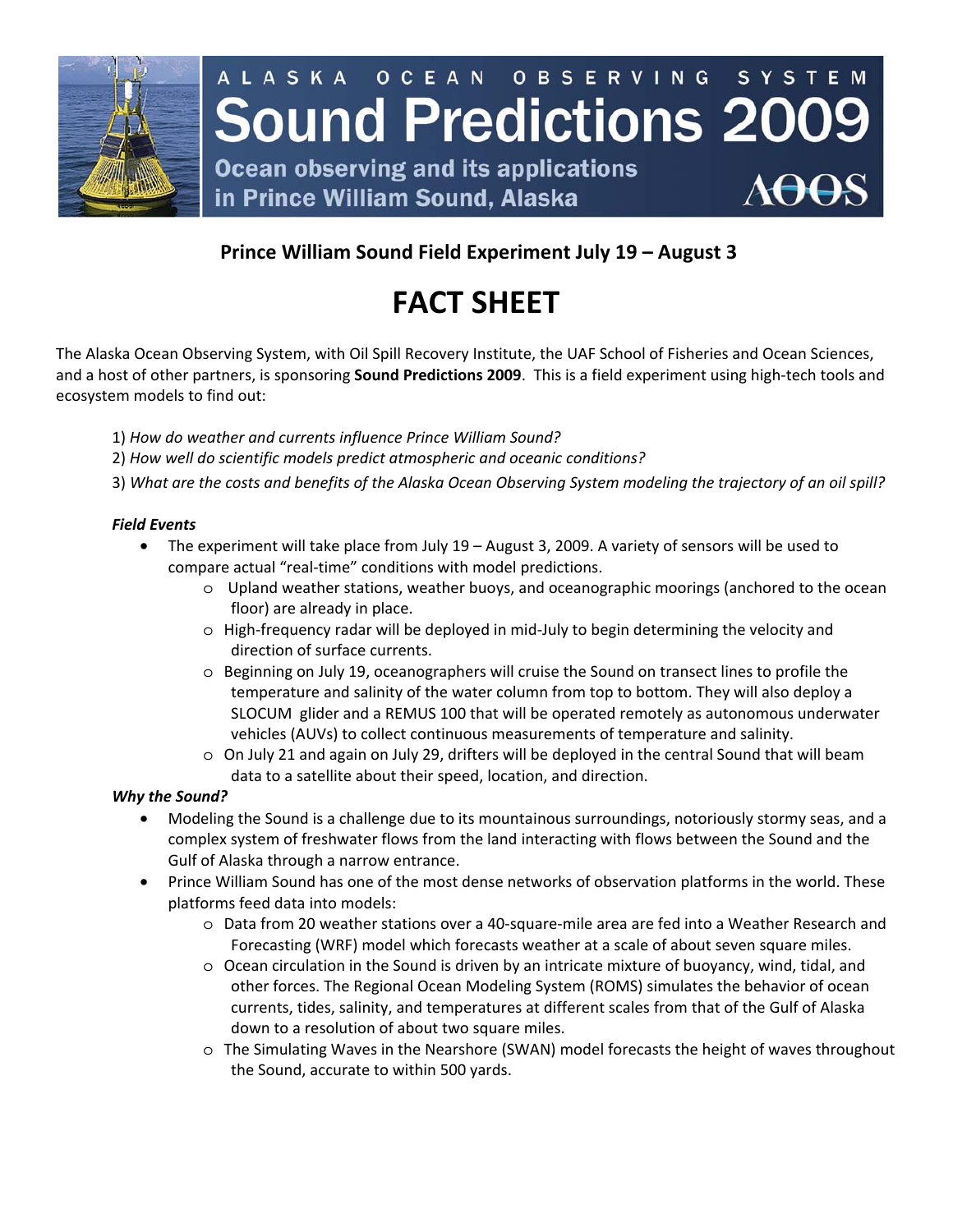ALASKA OCEAN OBSERVING SYSTEM

# Sound Predictions 2009

**Ocean observing and its applications in Prince William Sound, Alaska**

AOOS

### Prince William Sound Field Experiment July 19 – August 3

# FACT SHEET

The Alaska Ocean Observing System, with Oil Spill Recovery Institute, the UAF School of Fisheries and Ocean Sciences, and a host of other partners, is sponsoring **Sound Predictions 2009**. This is a field experiment using high-tech tools and ecosystem models to find out:

1) *How do weather and currents influence Prince William Sound?*
2) *How well do scientific models predict atmospheric and oceanic conditions?*
3) *What are the costs and benefits of the Alaska Ocean Observing System modeling the trajectory of an oil spill?*

***Field Events***

- The experiment will take place from July 19 – August 3, 2009. A variety of sensors will be used to compare actual "real-time" conditions with model predictions.
    - Upland weather stations, weather buoys, and oceanographic moorings (anchored to the ocean floor) are already in place.
    - High-frequency radar will be deployed in mid-July to begin determining the velocity and direction of surface currents.
    - Beginning on July 19, oceanographers will cruise the Sound on transect lines to profile the temperature and salinity of the water column from top to bottom. They will also deploy a SLOCUM glider and a REMUS 100 that will be operated remotely as autonomous underwater vehicles (AUVs) to collect continuous measurements of temperature and salinity.
    - On July 21 and again on July 29, drifters will be deployed in the central Sound that will beam data to a satellite about their speed, location, and direction.

***Why the Sound?***

- Modeling the Sound is a challenge due to its mountainous surroundings, notoriously stormy seas, and a complex system of freshwater flows from the land interacting with flows between the Sound and the Gulf of Alaska through a narrow entrance.
- Prince William Sound has one of the most dense networks of observation platforms in the world. These platforms feed data into models:
    - Data from 20 weather stations over a 40-square-mile area are fed into a Weather Research and Forecasting (WRF) model which forecasts weather at a scale of about seven square miles.
    - Ocean circulation in the Sound is driven by an intricate mixture of buoyancy, wind, tidal, and other forces. The Regional Ocean Modeling System (ROMS) simulates the behavior of ocean currents, tides, salinity, and temperatures at different scales from that of the Gulf of Alaska down to a resolution of about two square miles.
    - The Simulating Waves in the Nearshore (SWAN) model forecasts the height of waves throughout the Sound, accurate to within 500 yards.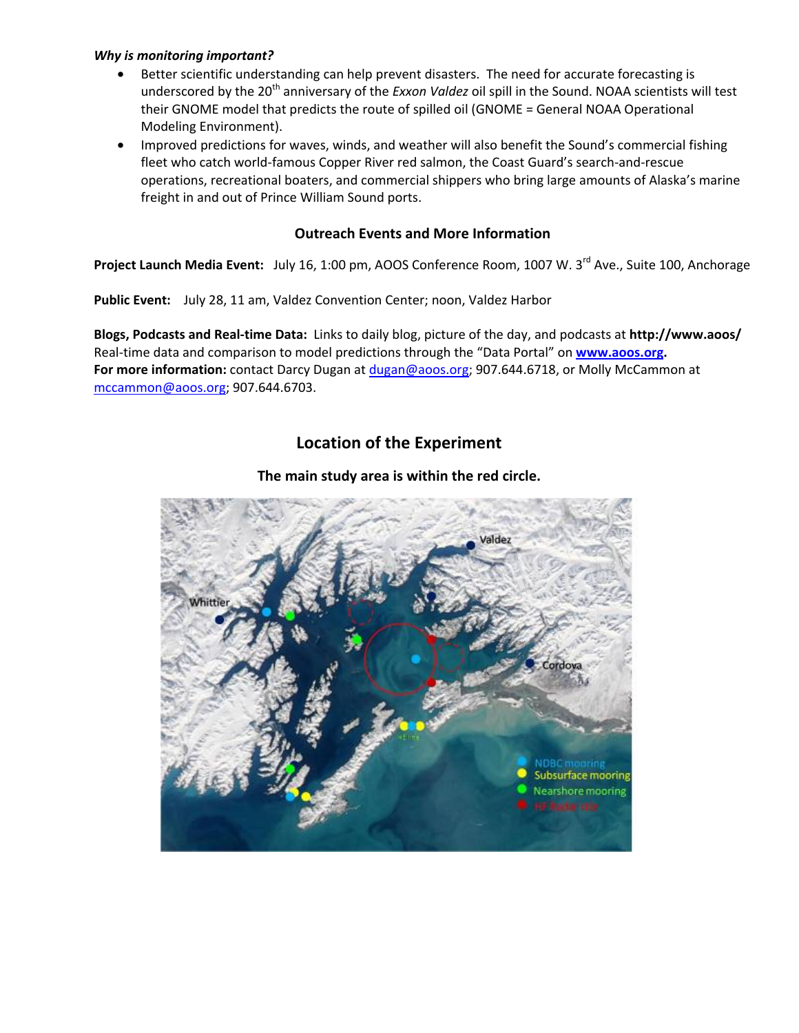***Why is monitoring important?***

- Better scientific understanding can help prevent disasters. The need for accurate forecasting is underscored by the 20th anniversary of the *Exxon Valdez* oil spill in the Sound. NOAA scientists will test their GNOME model that predicts the route of spilled oil (GNOME = General NOAA Operational Modeling Environment).
- Improved predictions for waves, winds, and weather will also benefit the Sound's commercial fishing fleet who catch world-famous Copper River red salmon, the Coast Guard's search-and-rescue operations, recreational boaters, and commercial shippers who bring large amounts of Alaska's marine freight in and out of Prince William Sound ports.

## Outreach Events and More Information

**Project Launch Media Event:** July 16, 1:00 pm, AOOS Conference Room, 1007 W. 3rd Ave., Suite 100, Anchorage

**Public Event:** July 28, 11 am, Valdez Convention Center; noon, Valdez Harbor

**Blogs, Podcasts and Real-time Data:** Links to daily blog, picture of the day, and podcasts at **http://www.aoos/**
Real-time data and comparison to model predictions through the "Data Portal" on **www.aoos.org.**
**For more information:** contact Darcy Dugan at dugan@aoos.org; 907.644.6718, or Molly McCammon at mccammon@aoos.org; 907.644.6703.

## Location of the Experiment

**The main study area is within the red circle.**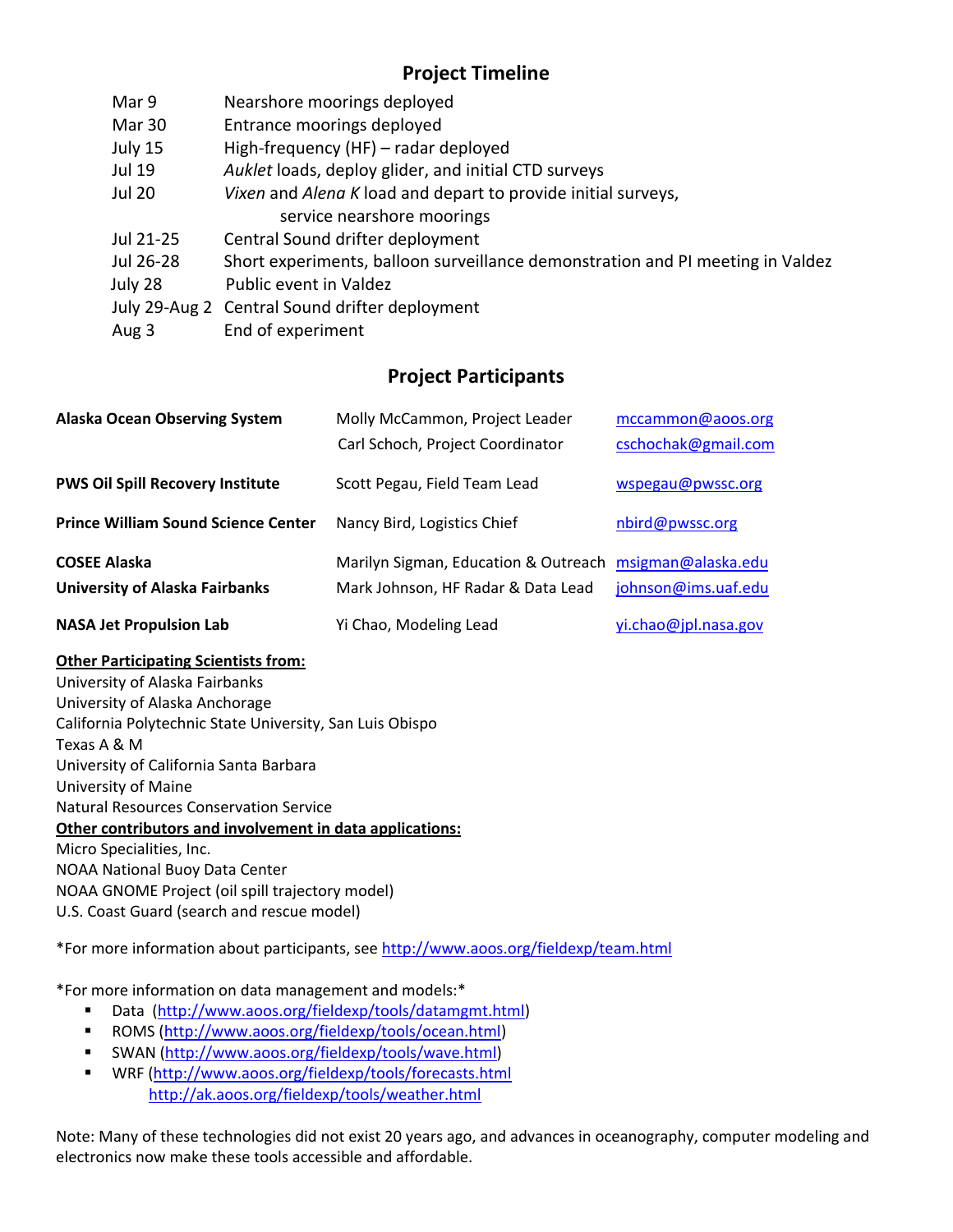## Project Timeline

| | |
|---|---|
| Mar 9 | Nearshore moorings deployed |
| Mar 30 | Entrance moorings deployed |
| July 15 | High-frequency (HF) – radar deployed |
| Jul 19 | *Auklet* loads, deploy glider, and initial CTD surveys |
| Jul 20 | *Vixen* and *Alena K* load and depart to provide initial surveys, service nearshore moorings |
| Jul 21-25 | Central Sound drifter deployment |
| Jul 26-28 | Short experiments, balloon surveillance demonstration and PI meeting in Valdez |
| July 28 | Public event in Valdez |
| July 29-Aug 2 | Central Sound drifter deployment |
| Aug 3 | End of experiment |

## Project Participants

| | | |
|---|---|---|
| **Alaska Ocean Observing System** | Molly McCammon, Project Leader | mccammon@aoos.org |
| | Carl Schoch, Project Coordinator | cschochak@gmail.com |
| **PWS Oil Spill Recovery Institute** | Scott Pegau, Field Team Lead | wspegau@pwssc.org |
| **Prince William Sound Science Center** | Nancy Bird, Logistics Chief | nbird@pwssc.org |
| **COSEE Alaska** | Marilyn Sigman, Education & Outreach | msigman@alaska.edu |
| **University of Alaska Fairbanks** | Mark Johnson, HF Radar & Data Lead | johnson@ims.uaf.edu |
| **NASA Jet Propulsion Lab** | Yi Chao, Modeling Lead | yi.chao@jpl.nasa.gov |

**Other Participating Scientists from:**

University of Alaska Fairbanks
University of Alaska Anchorage
California Polytechnic State University, San Luis Obispo
Texas A & M
University of California Santa Barbara
University of Maine
Natural Resources Conservation Service

**Other contributors and involvement in data applications:**

Micro Specialities, Inc.
NOAA National Buoy Data Center
NOAA GNOME Project (oil spill trajectory model)
U.S. Coast Guard (search and rescue model)

*For more information about participants, see http://www.aoos.org/fieldexp/team.html

*For more information on data management and models:*

- Data (http://www.aoos.org/fieldexp/tools/datamgmt.html)
- ROMS (http://www.aoos.org/fieldexp/tools/ocean.html)
- SWAN (http://www.aoos.org/fieldexp/tools/wave.html)
- WRF (http://www.aoos.org/fieldexp/tools/forecasts.html
  http://ak.aoos.org/fieldexp/tools/weather.html

Note: Many of these technologies did not exist 20 years ago, and advances in oceanography, computer modeling and electronics now make these tools accessible and affordable.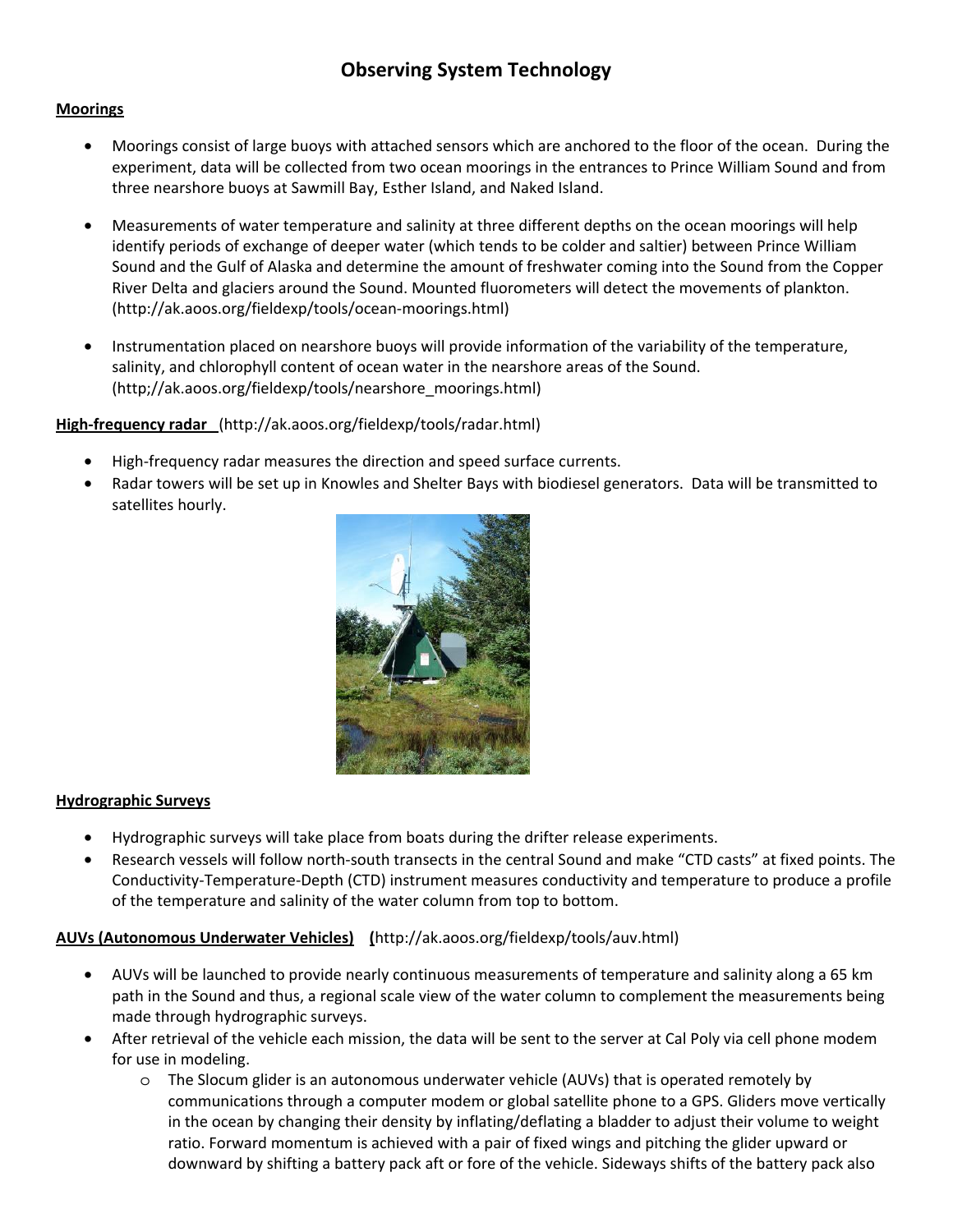# Observing System Technology

**Moorings**

- Moorings consist of large buoys with attached sensors which are anchored to the floor of the ocean. During the experiment, data will be collected from two ocean moorings in the entrances to Prince William Sound and from three nearshore buoys at Sawmill Bay, Esther Island, and Naked Island.
- Measurements of water temperature and salinity at three different depths on the ocean moorings will help identify periods of exchange of deeper water (which tends to be colder and saltier) between Prince William Sound and the Gulf of Alaska and determine the amount of freshwater coming into the Sound from the Copper River Delta and glaciers around the Sound. Mounted fluorometers will detect the movements of plankton. (http://ak.aoos.org/fieldexp/tools/ocean-moorings.html)
- Instrumentation placed on nearshore buoys will provide information of the variability of the temperature, salinity, and chlorophyll content of ocean water in the nearshore areas of the Sound. (http;//ak.aoos.org/fieldexp/tools/nearshore_moorings.html)

**High-frequency radar** (http://ak.aoos.org/fieldexp/tools/radar.html)

- High-frequency radar measures the direction and speed surface currents.
- Radar towers will be set up in Knowles and Shelter Bays with biodiesel generators. Data will be transmitted to satellites hourly.

**Hydrographic Surveys**

- Hydrographic surveys will take place from boats during the drifter release experiments.
- Research vessels will follow north-south transects in the central Sound and make "CTD casts" at fixed points. The Conductivity-Temperature-Depth (CTD) instrument measures conductivity and temperature to produce a profile of the temperature and salinity of the water column from top to bottom.

**AUVs (Autonomous Underwater Vehicles)** (http://ak.aoos.org/fieldexp/tools/auv.html)

- AUVs will be launched to provide nearly continuous measurements of temperature and salinity along a 65 km path in the Sound and thus, a regional scale view of the water column to complement the measurements being made through hydrographic surveys.
- After retrieval of the vehicle each mission, the data will be sent to the server at Cal Poly via cell phone modem for use in modeling.
  - The Slocum glider is an autonomous underwater vehicle (AUVs) that is operated remotely by communications through a computer modem or global satellite phone to a GPS. Gliders move vertically in the ocean by changing their density by inflating/deflating a bladder to adjust their volume to weight ratio. Forward momentum is achieved with a pair of fixed wings and pitching the glider upward or downward by shifting a battery pack aft or fore of the vehicle. Sideways shifts of the battery pack also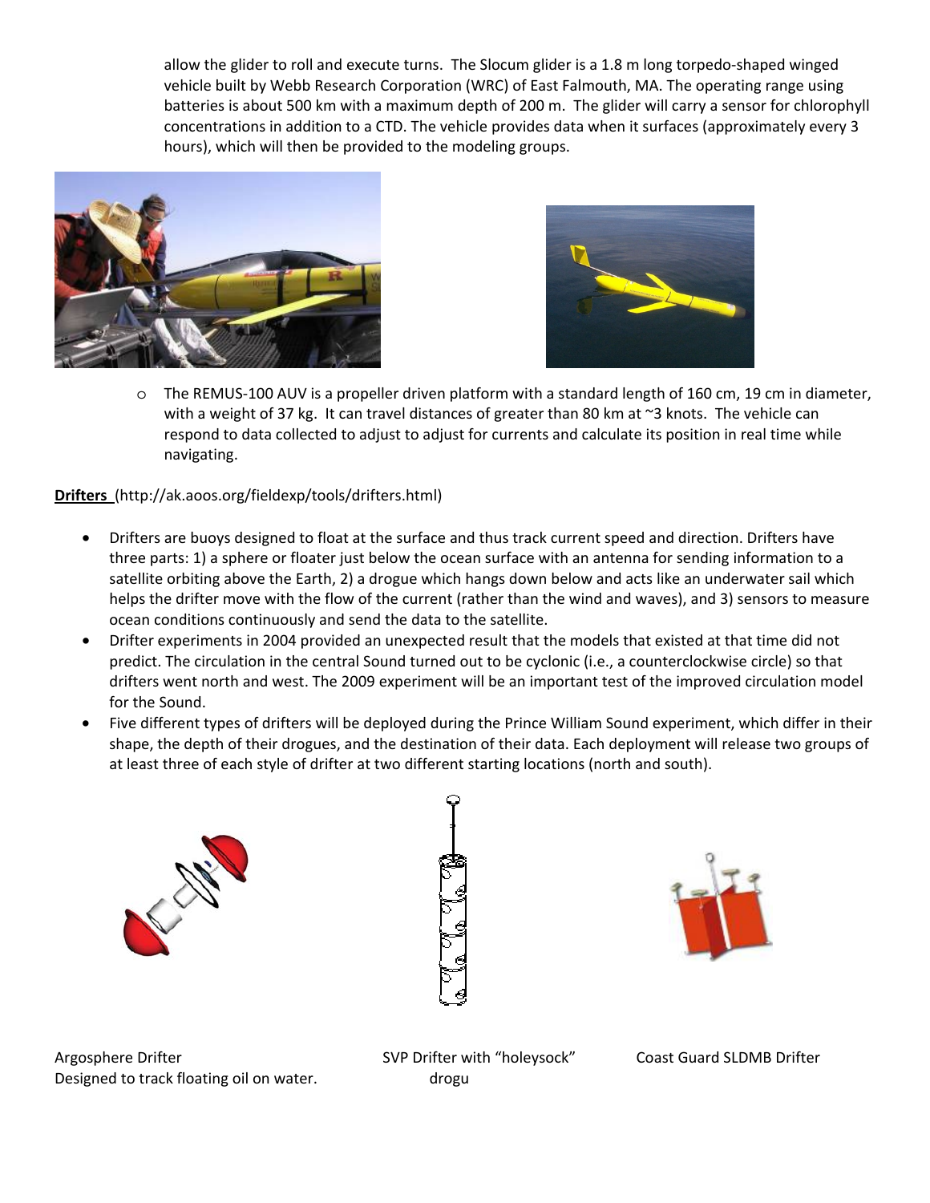allow the glider to roll and execute turns. The Slocum glider is a 1.8 m long torpedo-shaped winged vehicle built by Webb Research Corporation (WRC) of East Falmouth, MA. The operating range using batteries is about 500 km with a maximum depth of 200 m. The glider will carry a sensor for chlorophyll concentrations in addition to a CTD. The vehicle provides data when it surfaces (approximately every 3 hours), which will then be provided to the modeling groups.

- The REMUS-100 AUV is a propeller driven platform with a standard length of 160 cm, 19 cm in diameter, with a weight of 37 kg. It can travel distances of greater than 80 km at ~3 knots. The vehicle can respond to data collected to adjust to adjust for currents and calculate its position in real time while navigating.

**Drifters** (http://ak.aoos.org/fieldexp/tools/drifters.html)

- Drifters are buoys designed to float at the surface and thus track current speed and direction. Drifters have three parts: 1) a sphere or floater just below the ocean surface with an antenna for sending information to a satellite orbiting above the Earth, 2) a drogue which hangs down below and acts like an underwater sail which helps the drifter move with the flow of the current (rather than the wind and waves), and 3) sensors to measure ocean conditions continuously and send the data to the satellite.
- Drifter experiments in 2004 provided an unexpected result that the models that existed at that time did not predict. The circulation in the central Sound turned out to be cyclonic (i.e., a counterclockwise circle) so that drifters went north and west. The 2009 experiment will be an important test of the improved circulation model for the Sound.
- Five different types of drifters will be deployed during the Prince William Sound experiment, which differ in their shape, the depth of their drogues, and the destination of their data. Each deployment will release two groups of at least three of each style of drifter at two different starting locations (north and south).

Argosphere Drifter
Designed to track floating oil on water.

SVP Drifter with "holeysock" drogu

Coast Guard SLDMB Drifter